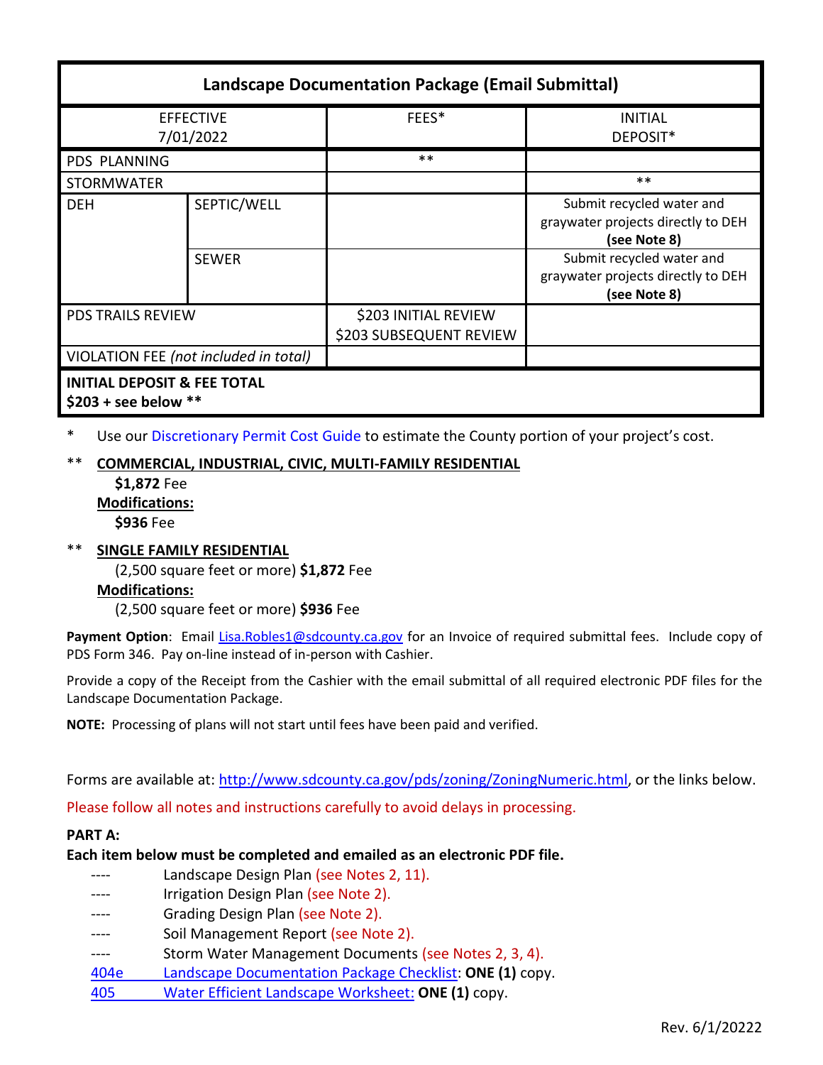| Landscape Documentation Package (Email Submittal) | | | |
|---|---|---|---|
| EFFECTIVE 7/01/2022 | | FEES* | INITIAL DEPOSIT* |
| PDS PLANNING | | ** | |
| STORMWATER | | | ** |
| DEH | SEPTIC/WELL | | Submit recycled water and graywater projects directly to DEH **(see Note 8)** |
| | SEWER | | Submit recycled water and graywater projects directly to DEH **(see Note 8)** |
| PDS TRAILS REVIEW | | $203 INITIAL REVIEW<br>$203 SUBSEQUENT REVIEW | |
| VIOLATION FEE *(not included in total)* | | | |
| **INITIAL DEPOSIT & FEE TOTAL**<br>**$203 + see below \*\*** | | | |

\* Use our Discretionary Permit Cost Guide to estimate the County portion of your project's cost.

\*\* **COMMERCIAL, INDUSTRIAL, CIVIC, MULTI-FAMILY RESIDENTIAL**

**$1,872** Fee

**Modifications:**

**$936** Fee

\*\* **SINGLE FAMILY RESIDENTIAL**

(2,500 square feet or more) **$1,872** Fee

**Modifications:**

(2,500 square feet or more) **$936** Fee

**Payment Option**: Email Lisa.Robles1@sdcounty.ca.gov for an Invoice of required submittal fees. Include copy of PDS Form 346. Pay on-line instead of in-person with Cashier.

Provide a copy of the Receipt from the Cashier with the email submittal of all required electronic PDF files for the Landscape Documentation Package.

**NOTE:** Processing of plans will not start until fees have been paid and verified.

Forms are available at: http://www.sdcounty.ca.gov/pds/zoning/ZoningNumeric.html, or the links below.

Please follow all notes and instructions carefully to avoid delays in processing.

**PART A:**

**Each item below must be completed and emailed as an electronic PDF file.**

- ---- Landscape Design Plan (see Notes 2, 11).
- ---- Irrigation Design Plan (see Note 2).
- ---- Grading Design Plan (see Note 2).
- ---- Soil Management Report (see Note 2).
- ---- Storm Water Management Documents (see Notes 2, 3, 4).
- 404e Landscape Documentation Package Checklist: **ONE (1)** copy.
- 405 Water Efficient Landscape Worksheet: **ONE (1)** copy.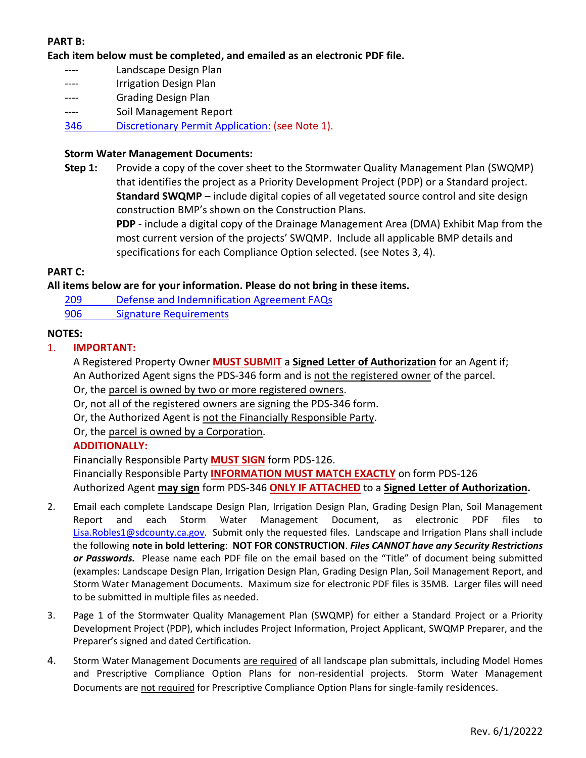**PART B:**

**Each item below must be completed, and emailed as an electronic PDF file.**

| | |
|---|---|
| ---- | Landscape Design Plan |
| ---- | Irrigation Design Plan |
| ---- | Grading Design Plan |
| ---- | Soil Management Report |
| 346 | Discretionary Permit Application: (see Note 1). |

**Storm Water Management Documents:**

**Step 1:** Provide a copy of the cover sheet to the Stormwater Quality Management Plan (SWQMP) that identifies the project as a Priority Development Project (PDP) or a Standard project.
**Standard SWQMP** – include digital copies of all vegetated source control and site design construction BMP's shown on the Construction Plans.
**PDP** - include a digital copy of the Drainage Management Area (DMA) Exhibit Map from the most current version of the projects' SWQMP. Include all applicable BMP details and specifications for each Compliance Option selected. (see Notes 3, 4).

**PART C:**

**All items below are for your information. Please do not bring in these items.**

| | |
|---|---|
| 209 | Defense and Indemnification Agreement FAQs |
| 906 | Signature Requirements |

**NOTES:**

1. **IMPORTANT:**
   A Registered Property Owner **MUST SUBMIT** a **Signed Letter of Authorization** for an Agent if;
   An Authorized Agent signs the PDS-346 form and is not the registered owner of the parcel.
   Or, the parcel is owned by two or more registered owners.
   Or, not all of the registered owners are signing the PDS-346 form.
   Or, the Authorized Agent is not the Financially Responsible Party.
   Or, the parcel is owned by a Corporation.
   **ADDITIONALLY:**
   Financially Responsible Party **MUST SIGN** form PDS-126.
   Financially Responsible Party **INFORMATION MUST MATCH EXACTLY** on form PDS-126
   Authorized Agent **may sign** form PDS-346 **ONLY IF ATTACHED** to a **Signed Letter of Authorization.**

2. Email each complete Landscape Design Plan, Irrigation Design Plan, Grading Design Plan, Soil Management Report and each Storm Water Management Document, as electronic PDF files to Lisa.Robles1@sdcounty.ca.gov. Submit only the requested files. Landscape and Irrigation Plans shall include the following **note in bold lettering**: **NOT FOR CONSTRUCTION**. ***Files CANNOT have any Security Restrictions or Passwords.*** Please name each PDF file on the email based on the "Title" of document being submitted (examples: Landscape Design Plan, Irrigation Design Plan, Grading Design Plan, Soil Management Report, and Storm Water Management Documents. Maximum size for electronic PDF files is 35MB. Larger files will need to be submitted in multiple files as needed.

3. Page 1 of the Stormwater Quality Management Plan (SWQMP) for either a Standard Project or a Priority Development Project (PDP), which includes Project Information, Project Applicant, SWQMP Preparer, and the Preparer's signed and dated Certification.

4. Storm Water Management Documents are required of all landscape plan submittals, including Model Homes and Prescriptive Compliance Option Plans for non-residential projects. Storm Water Management Documents are not required for Prescriptive Compliance Option Plans for single-family residences.

Rev. 6/1/20222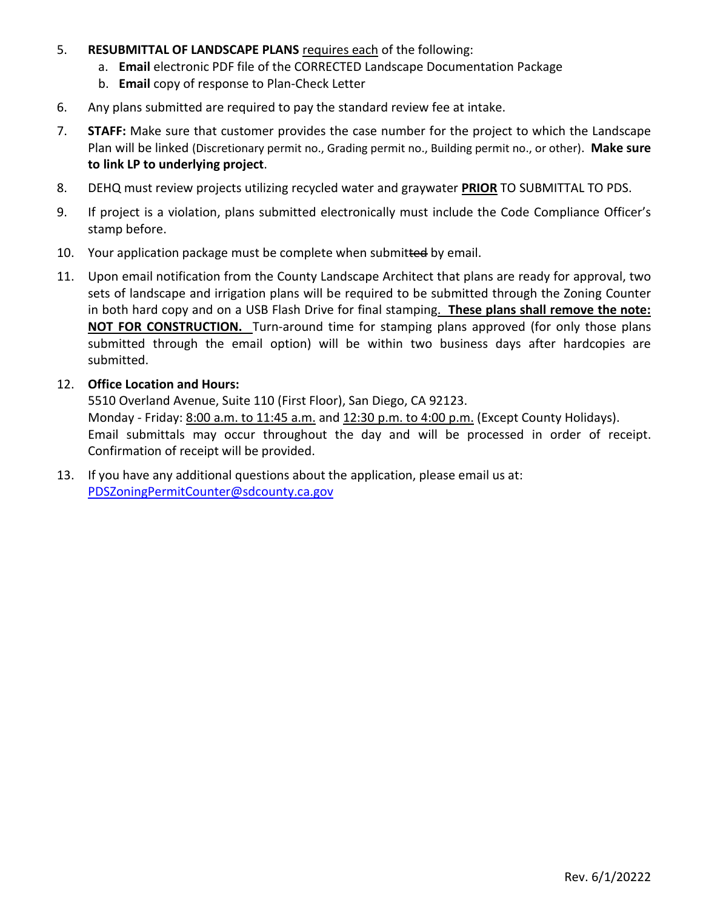5. **RESUBMITTAL OF LANDSCAPE PLANS** requires each of the following:
   a. **Email** electronic PDF file of the CORRECTED Landscape Documentation Package
   b. **Email** copy of response to Plan-Check Letter
6. Any plans submitted are required to pay the standard review fee at intake.
7. **STAFF:** Make sure that customer provides the case number for the project to which the Landscape Plan will be linked (Discretionary permit no., Grading permit no., Building permit no., or other). **Make sure to link LP to underlying project**.
8. DEHQ must review projects utilizing recycled water and graywater **PRIOR** TO SUBMITTAL TO PDS.
9. If project is a violation, plans submitted electronically must include the Code Compliance Officer's stamp before.
10. Your application package must be complete when submit~~ted~~ by email.
11. Upon email notification from the County Landscape Architect that plans are ready for approval, two sets of landscape and irrigation plans will be required to be submitted through the Zoning Counter in both hard copy and on a USB Flash Drive for final stamping. **These plans shall remove the note: NOT FOR CONSTRUCTION.** Turn-around time for stamping plans approved (for only those plans submitted through the email option) will be within two business days after hardcopies are submitted.
12. **Office Location and Hours:**
    5510 Overland Avenue, Suite 110 (First Floor), San Diego, CA 92123.
    Monday - Friday: 8:00 a.m. to 11:45 a.m. and 12:30 p.m. to 4:00 p.m. (Except County Holidays).
    Email submittals may occur throughout the day and will be processed in order of receipt. Confirmation of receipt will be provided.
13. If you have any additional questions about the application, please email us at: PDSZoningPermitCounter@sdcounty.ca.gov

Rev. 6/1/20222